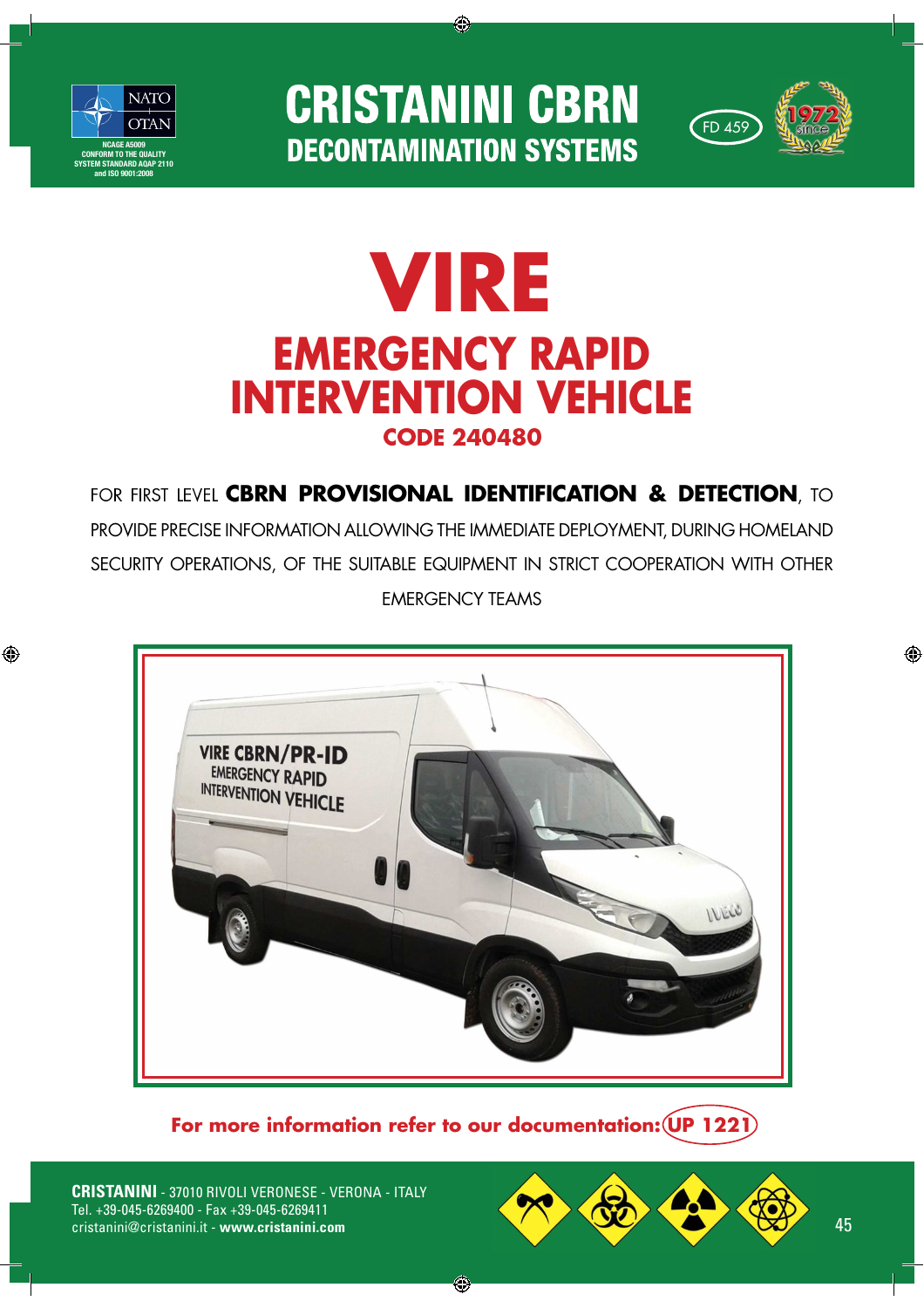NATO OTAN

NCAGE A5009
CONFORM TO THE QUALITY SYSTEM STANDARD AQAP 2110 and ISO 9001:2008

# CRISTANINI CBRN
## DECONTAMINATION SYSTEMS

FD 459

since 1972

# VIRE
## EMERGENCY RAPID INTERVENTION VEHICLE
### CODE 240480

FOR FIRST LEVEL **CBRN PROVISIONAL IDENTIFICATION & DETECTION**, TO PROVIDE PRECISE INFORMATION ALLOWING THE IMMEDIATE DEPLOYMENT, DURING HOMELAND SECURITY OPERATIONS, OF THE SUITABLE EQUIPMENT IN STRICT COOPERATION WITH OTHER EMERGENCY TEAMS

**For more information refer to our documentation: UP 1221**

**CRISTANINI** - 37010 RIVOLI VERONESE - VERONA - ITALY
Tel. +39-045-6269400 - Fax +39-045-6269411
cristanini@cristanini.it - **www.cristanini.com**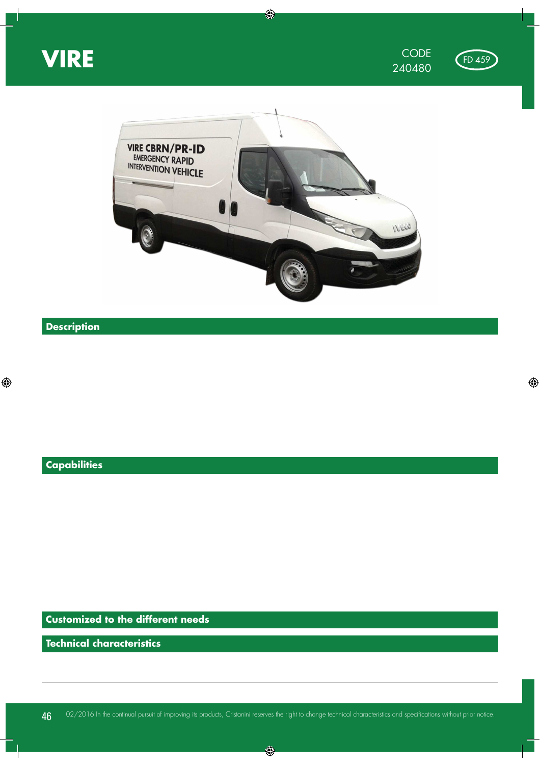# VIRE

CODE 240480

FD 459

## Description

## Capabilities

## Customized to the different needs

## Technical characteristics

02/2016 In the continual pursuit of improving its products, Cristanini reserves the right to change technical characteristics and specifications without prior notice.